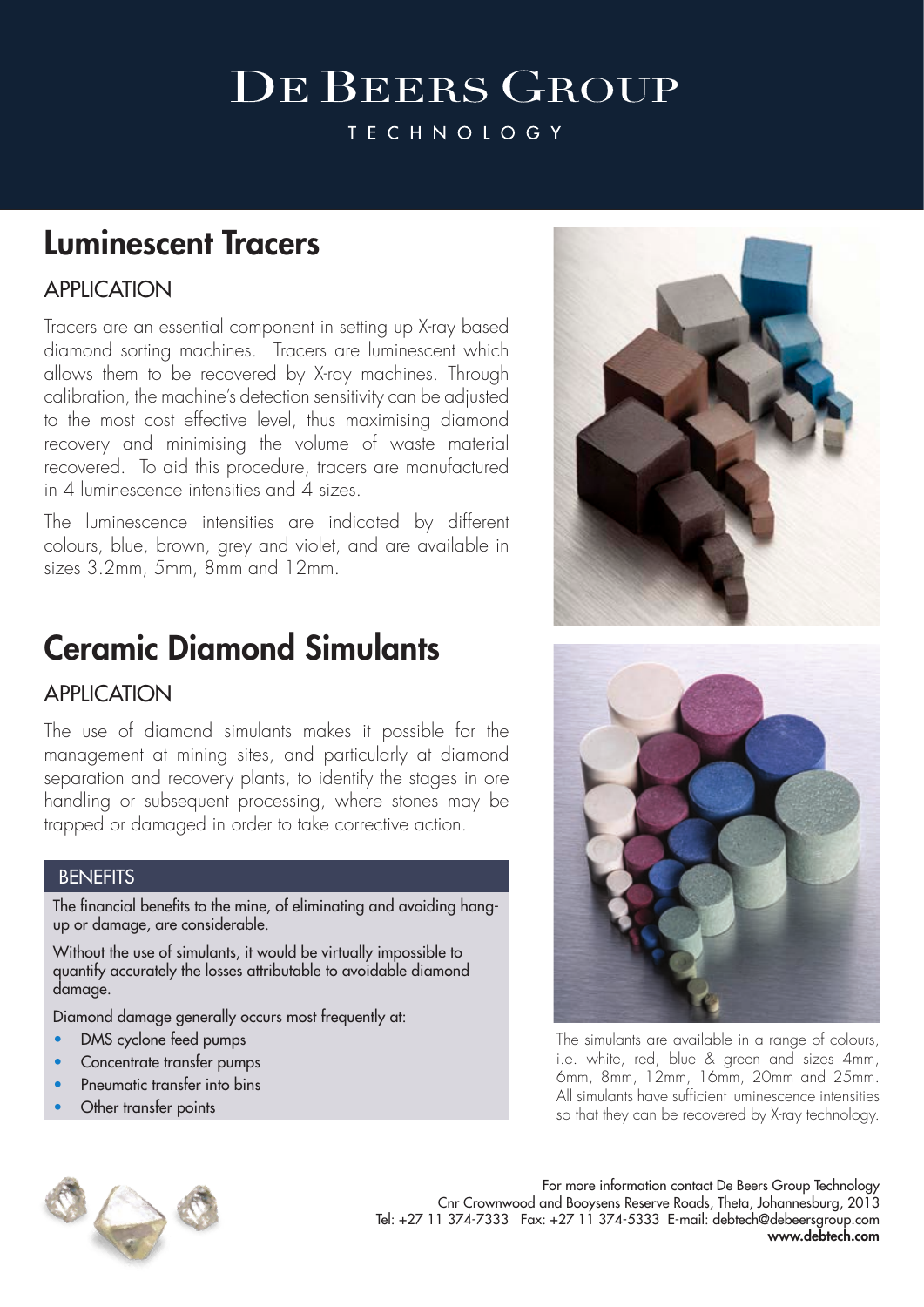# De Beers Group

TECHNOLOGY

## Luminescent Tracers

### APPLICATION

Tracers are an essential component in setting up X-ray based diamond sorting machines. Tracers are luminescent which allows them to be recovered by X-ray machines. Through calibration, the machine's detection sensitivity can be adjusted to the most cost effective level, thus maximising diamond recovery and minimising the volume of waste material recovered. To aid this procedure, tracers are manufactured in 4 luminescence intensities and 4 sizes.

The luminescence intensities are indicated by different colours, blue, brown, grey and violet, and are available in sizes 3.2mm, 5mm, 8mm and 12mm.

## Ceramic Diamond Simulants

### APPLICATION

The use of diamond simulants makes it possible for the management at mining sites, and particularly at diamond separation and recovery plants, to identify the stages in ore handling or subsequent processing, where stones may be trapped or damaged in order to take corrective action.

### BENEFITS

The financial benefits to the mine, of eliminating and avoiding hang-up or damage, are considerable.

Without the use of simulants, it would be virtually impossible to quantify accurately the losses attributable to avoidable diamond damage.

Diamond damage generally occurs most frequently at:

- DMS cyclone feed pumps
- Concentrate transfer pumps
- Pneumatic transfer into bins
- Other transfer points

The simulants are available in a range of colours, i.e. white, red, blue & green and sizes 4mm, 6mm, 8mm, 12mm, 16mm, 20mm and 25mm. All simulants have sufficient luminescence intensities so that they can be recovered by X-ray technology.

For more information contact De Beers Group Technology
Cnr Crownwood and Booysens Reserve Roads, Theta, Johannesburg, 2013
Tel: +27 11 374-7333 Fax: +27 11 374-5333 E-mail: debtech@debeersgroup.com
**www.debtech.com**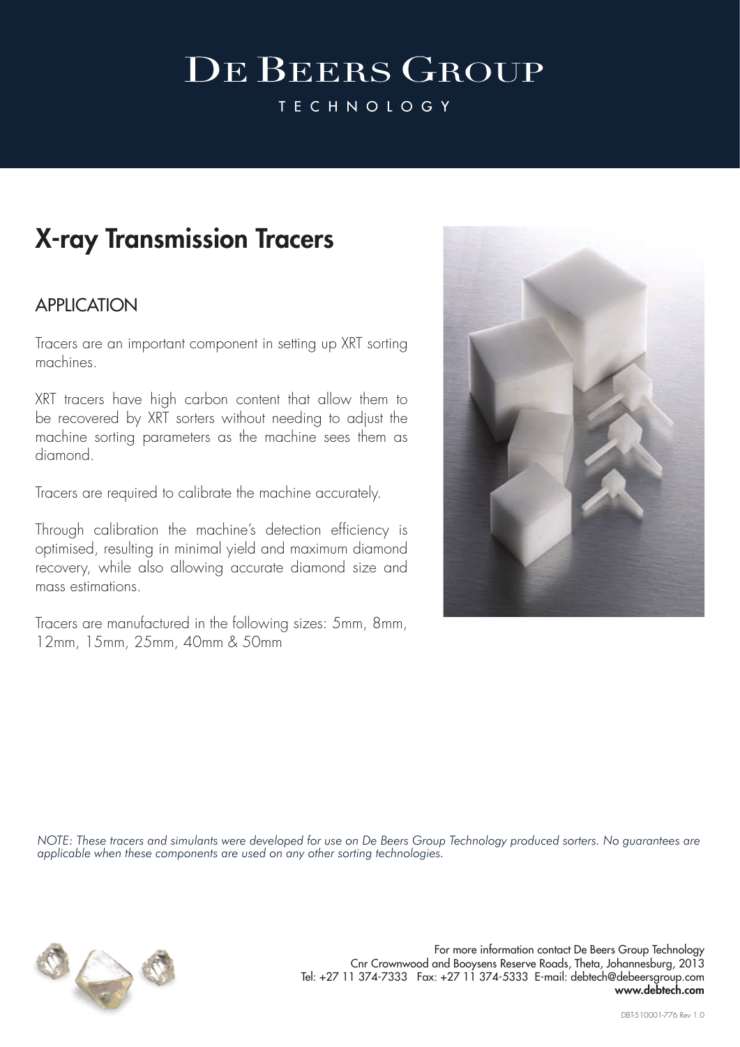# DE BEERS GROUP

TECHNOLOGY

## X-ray Transmission Tracers

### APPLICATION

Tracers are an important component in setting up XRT sorting machines.

XRT tracers have high carbon content that allow them to be recovered by XRT sorters without needing to adjust the machine sorting parameters as the machine sees them as diamond.

Tracers are required to calibrate the machine accurately.

Through calibration the machine's detection efficiency is optimised, resulting in minimal yield and maximum diamond recovery, while also allowing accurate diamond size and mass estimations.

Tracers are manufactured in the following sizes: 5mm, 8mm, 12mm, 15mm, 25mm, 40mm & 50mm

*NOTE: These tracers and simulants were developed for use on De Beers Group Technology produced sorters. No guarantees are applicable when these components are used on any other sorting technologies.*

For more information contact De Beers Group Technology
Cnr Crownwood and Booysens Reserve Roads, Theta, Johannesburg, 2013
Tel: +27 11 374-7333 Fax: +27 11 374-5333 E-mail: debtech@debeersgroup.com
**www.debtech.com**

DBT-510001-776 Rev 1.0